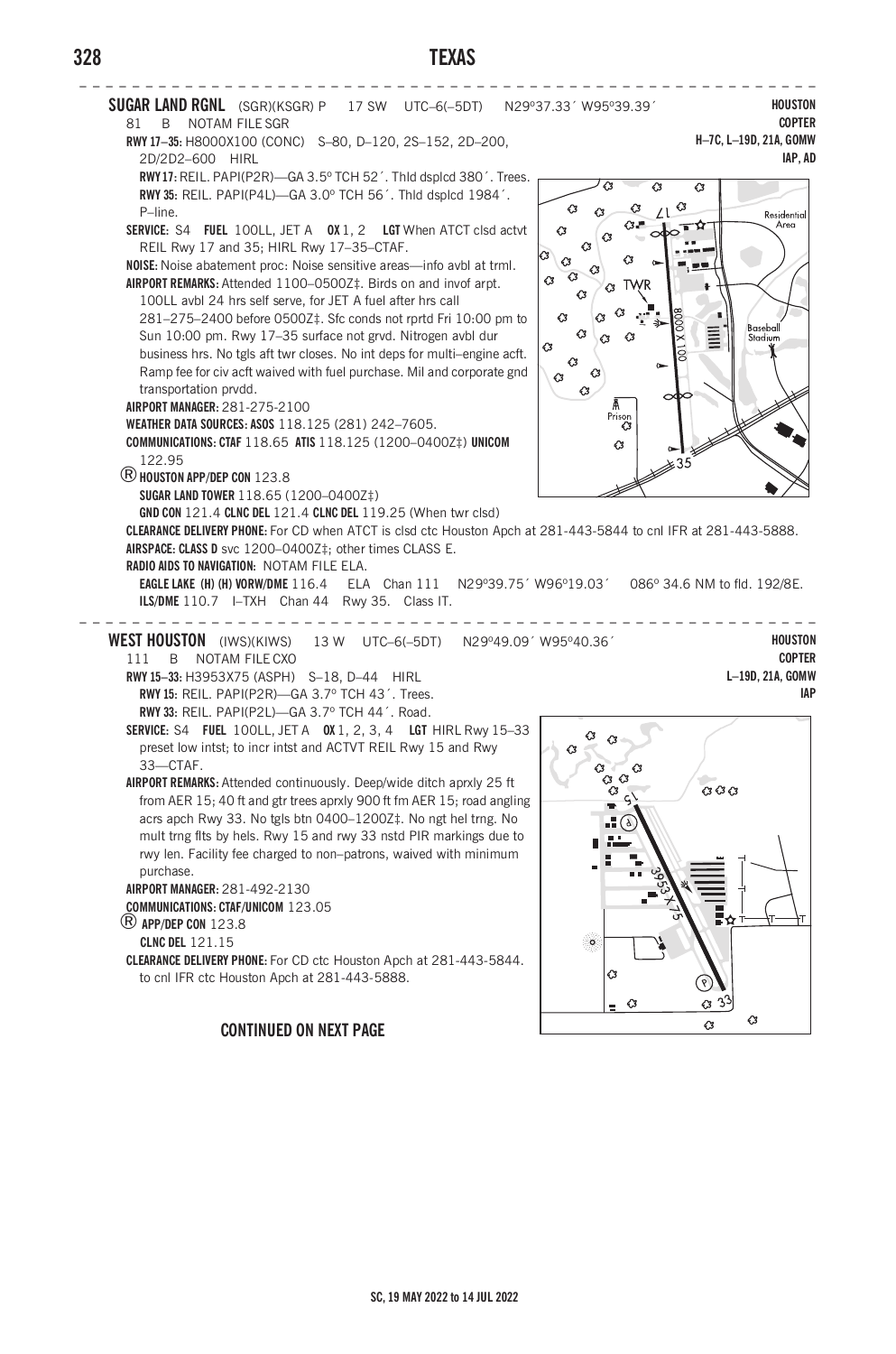**SUGAR LAND RGNL** (SGR)(KSGR) P 17 SW UTC–6(–5DT) N29°37.33´ W95°39.39´

**HOUSTON**
**COPTER**
**H–7C, L–19D, 21A, GOMW**
**IAP, AD**

81 B NOTAM FILE SGR

**RWY 17–35:** H8000X100 (CONC) S–80, D–120, 2S–152, 2D–200, 2D/2D2–600 HIRL

**RWY 17:** REIL. PAPI(P2R)—GA 3.5º TCH 52´. Thld dsplcd 380´. Trees.

**RWY 35:** REIL. PAPI(P4L)—GA 3.0º TCH 56´. Thld dsplcd 1984´. P–line.

**SERVICE:** S4 **FUEL** 100LL, JET A **OX** 1, 2 **LGT** When ATCT clsd actvt REIL Rwy 17 and 35; HIRL Rwy 17–35–CTAF.

**NOISE:** Noise abatement proc: Noise sensitive areas—info avbl at trml.

**AIRPORT REMARKS:** Attended 1100–0500Z‡. Birds on and invof arpt. 100LL avbl 24 hrs self serve, for JET A fuel after hrs call 281–275–2400 before 0500Z‡. Sfc conds not rprtd Fri 10:00 pm to Sun 10:00 pm. Rwy 17–35 surface not grvd. Nitrogen avbl dur business hrs. No tgls aft twr closes. No int deps for multi–engine acft. Ramp fee for civ acft waived with fuel purchase. Mil and corporate gnd transportation prvdd.

**AIRPORT MANAGER:** 281-275-2100

**WEATHER DATA SOURCES: ASOS** 118.125 (281) 242–7605.

**COMMUNICATIONS: CTAF** 118.65 **ATIS** 118.125 (1200–0400Z‡) **UNICOM** 122.95

Ⓡ **HOUSTON APP/DEP CON** 123.8

**SUGAR LAND TOWER** 118.65 (1200–0400Z‡)

**GND CON** 121.4 **CLNC DEL** 121.4 **CLNC DEL** 119.25 (When twr clsd)

**CLEARANCE DELIVERY PHONE:** For CD when ATCT is clsd ctc Houston Apch at 281-443-5844 to cnl IFR at 281-443-5888.

**AIRSPACE: CLASS D** svc 1200–0400Z‡; other times CLASS E.

**RADIO AIDS TO NAVIGATION:** NOTAM FILE ELA.

**EAGLE LAKE (H) (H) VORW/DME** 116.4 ELA Chan 111 N29°39.75´ W96°19.03´ 086° 34.6 NM to fld. 192/8E.

**ILS/DME** 110.7 I–TXH Chan 44 Rwy 35. Class IT.

---

**WEST HOUSTON** (IWS)(KIWS) 13 W UTC–6(–5DT) N29°49.09´ W95°40.36´

**HOUSTON**
**COPTER**
**L–19D, 21A, GOMW**
**IAP**

111 B NOTAM FILE CXO

**RWY 15–33:** H3953X75 (ASPH) S–18, D–44 HIRL

**RWY 15:** REIL. PAPI(P2R)—GA 3.7º TCH 43´. Trees.

**RWY 33:** REIL. PAPI(P2L)—GA 3.7º TCH 44´. Road.

**SERVICE:** S4 **FUEL** 100LL, JET A **OX** 1, 2, 3, 4 **LGT** HIRL Rwy 15–33 preset low intst; to incr intst and ACTVT REIL Rwy 15 and Rwy 33—CTAF.

**AIRPORT REMARKS:** Attended continuously. Deep/wide ditch aprxly 25 ft from AER 15; 40 ft and gtr trees aprxly 900 ft fm AER 15; road angling acrs apch Rwy 33. No tgls btn 0400–1200Z‡. No ngt hel trng. No mult trng flts by hels. Rwy 15 and rwy 33 nstd PIR markings due to rwy len. Facility fee charged to non–patrons, waived with minimum purchase.

**AIRPORT MANAGER:** 281-492-2130

**COMMUNICATIONS: CTAF/UNICOM** 123.05

Ⓡ **APP/DEP CON** 123.8

**CLNC DEL** 121.15

**CLEARANCE DELIVERY PHONE:** For CD ctc Houston Apch at 281-443-5844. to cnl IFR ctc Houston Apch at 281-443-5888.

**CONTINUED ON NEXT PAGE**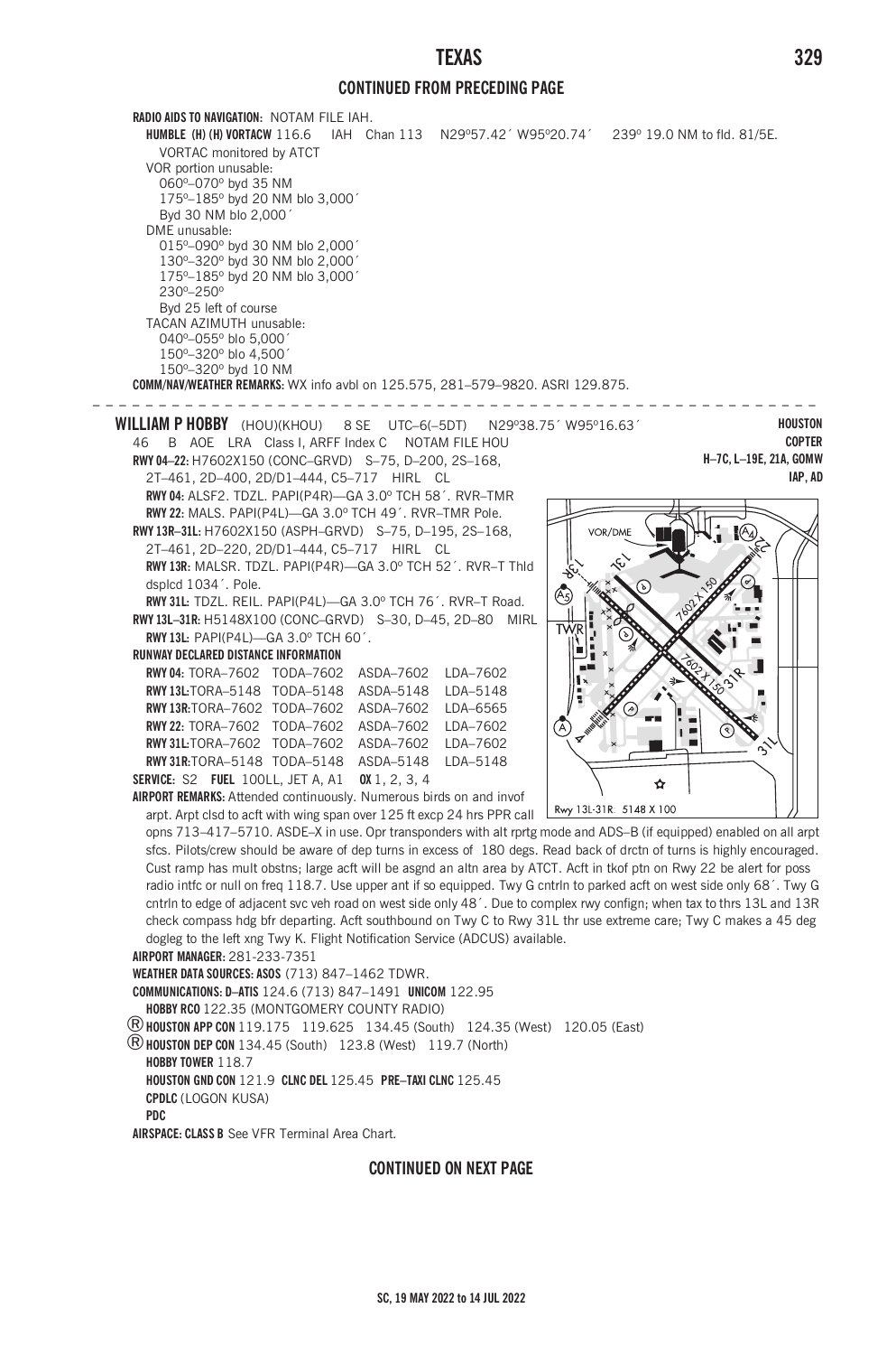# TEXAS

**CONTINUED FROM PRECEDING PAGE**

**RADIO AIDS TO NAVIGATION:** NOTAM FILE IAH.

**HUMBLE (H) (H) VORTACW** 116.6 IAH Chan 113 N29°57.42´ W95°20.74´ 239° 19.0 NM to fld. 81/5E.

VORTAC monitored by ATCT

VOR portion unusable:

060°–070° byd 35 NM

175°–185° byd 20 NM blo 3,000´

Byd 30 NM blo 2,000´

DME unusable:

015°–090° byd 30 NM blo 2,000´

130°–320° byd 30 NM blo 2,000´

175°–185° byd 20 NM blo 3,000´

230°–250°

Byd 25 left of course

TACAN AZIMUTH unusable:

040°–055° blo 5,000´

150°–320° blo 4,500´

150°–320° byd 10 NM

**COMM/NAV/WEATHER REMARKS:** WX info avbl on 125.575, 281–579–9820. ASRI 129.875.

---

## WILLIAM P HOBBY (HOU)(KHOU) 8 SE UTC–6(–5DT) N29°38.75´ W95°16.63´

**HOUSTON**
**COPTER**
**H–7C, L–19E, 21A, GOMW**
**IAP, AD**

46 B AOE LRA Class I, ARFF Index C NOTAM FILE HOU

**RWY 04–22:** H7602X150 (CONC–GRVD) S–75, D–200, 2S–168, 2T–461, 2D–400, 2D/D1–444, C5–717 HIRL CL

**RWY 04:** ALSF2. TDZL. PAPI(P4R)—GA 3.0° TCH 58´. RVR–TMR

**RWY 22:** MALS. PAPI(P4L)—GA 3.0° TCH 49´. RVR–TMR Pole.

**RWY 13R–31L:** H7602X150 (ASPH–GRVD) S–75, D–195, 2S–168, 2T–461, 2D–220, 2D/D1–444, C5–717 HIRL CL

**RWY 13R:** MALSR. TDZL. PAPI(P4R)—GA 3.0° TCH 52´. RVR–T Thld dsplcd 1034´. Pole.

**RWY 31L:** TDZL. REIL. PAPI(P4L)—GA 3.0° TCH 76´. RVR–T Road.

**RWY 13L–31R:** H5148X100 (CONC–GRVD) S–30, D–45, 2D–80 MIRL

**RWY 13L:** PAPI(P4L)—GA 3.0° TCH 60´.

**RUNWAY DECLARED DISTANCE INFORMATION**

| | | | | |
|---|---|---|---|---|
| **RWY 04:** | TORA–7602 | TODA–7602 | ASDA–7602 | LDA–7602 |
| **RWY 13L:** | TORA–5148 | TODA–5148 | ASDA–5148 | LDA–5148 |
| **RWY 13R:** | TORA–7602 | TODA–7602 | ASDA–7602 | LDA–6565 |
| **RWY 22:** | TORA–7602 | TODA–7602 | ASDA–7602 | LDA–7602 |
| **RWY 31L:** | TORA–7602 | TODA–7602 | ASDA–7602 | LDA–7602 |
| **RWY 31R:** | TORA–5148 | TODA–5148 | ASDA–5148 | LDA–5148 |

VOR/DME
TWR
7602 X 150
7602 X 150
Rwy 13L-31R: 5148 X 100

**SERVICE:** S2 **FUEL** 100LL, JET A, A1 **OX** 1, 2, 3, 4

**AIRPORT REMARKS:** Attended continuously. Numerous birds on and invof arpt. Arpt clsd to acft with wing span over 125 ft excp 24 hrs PPR call opns 713–417–5710. ASDE–X in use. Opr transponders with alt rprtg mode and ADS–B (if equipped) enabled on all arpt sfcs. Pilots/crew should be aware of dep turns in excess of 180 degs. Read back of drctn of turns is highly encouraged. Cust ramp has mult obstns; large acft will be asgnd an altn area by ATCT. Acft in tkof ptn on Rwy 22 be alert for poss radio intfc or null on freq 118.7. Use upper ant if so equipped. Twy G cntrln to parked acft on west side only 68´. Twy G cntrln to edge of adjacent svc veh road on west side only 48´. Due to complex rwy config; when tax to thrs 13L and 13R check compass hdg bfr departing. Acft southbound on Twy C to Rwy 31L thr use extreme care; Twy C makes a 45 deg dogleg to the left xng Twy K. Flight Notification Service (ADCUS) available.

**AIRPORT MANAGER:** 281-233-7351

**WEATHER DATA SOURCES: ASOS** (713) 847–1462 TDWR.

**COMMUNICATIONS: D–ATIS** 124.6 (713) 847–1491 **UNICOM** 122.95

**HOBBY RCO** 122.35 (MONTGOMERY COUNTY RADIO)

Ⓡ **HOUSTON APP CON** 119.175 119.625 134.45 (South) 124.35 (West) 120.05 (East)

Ⓡ **HOUSTON DEP CON** 134.45 (South) 123.8 (West) 119.7 (North)

**HOBBY TOWER** 118.7

**HOUSTON GND CON** 121.9 **CLNC DEL** 125.45 **PRE–TAXI CLNC** 125.45

**CPDLC** (LOGON KUSA)

**PDC**

**AIRSPACE: CLASS B** See VFR Terminal Area Chart.

**CONTINUED ON NEXT PAGE**

SC, 19 MAY 2022 to 14 JUL 2022